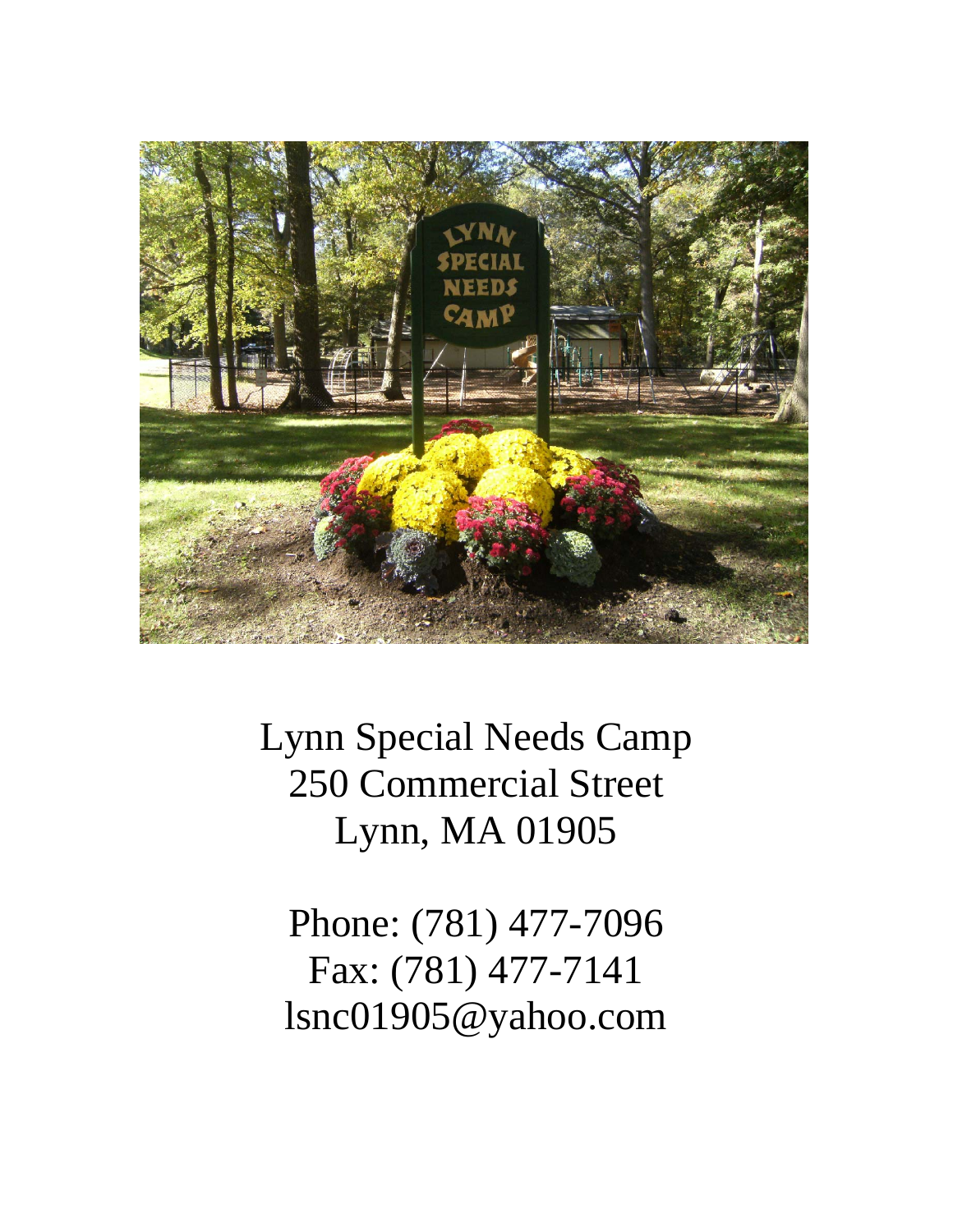Lynn Special Needs Camp
250 Commercial Street
Lynn, MA 01905

Phone: (781) 477-7096
Fax: (781) 477-7141
lsnc01905@yahoo.com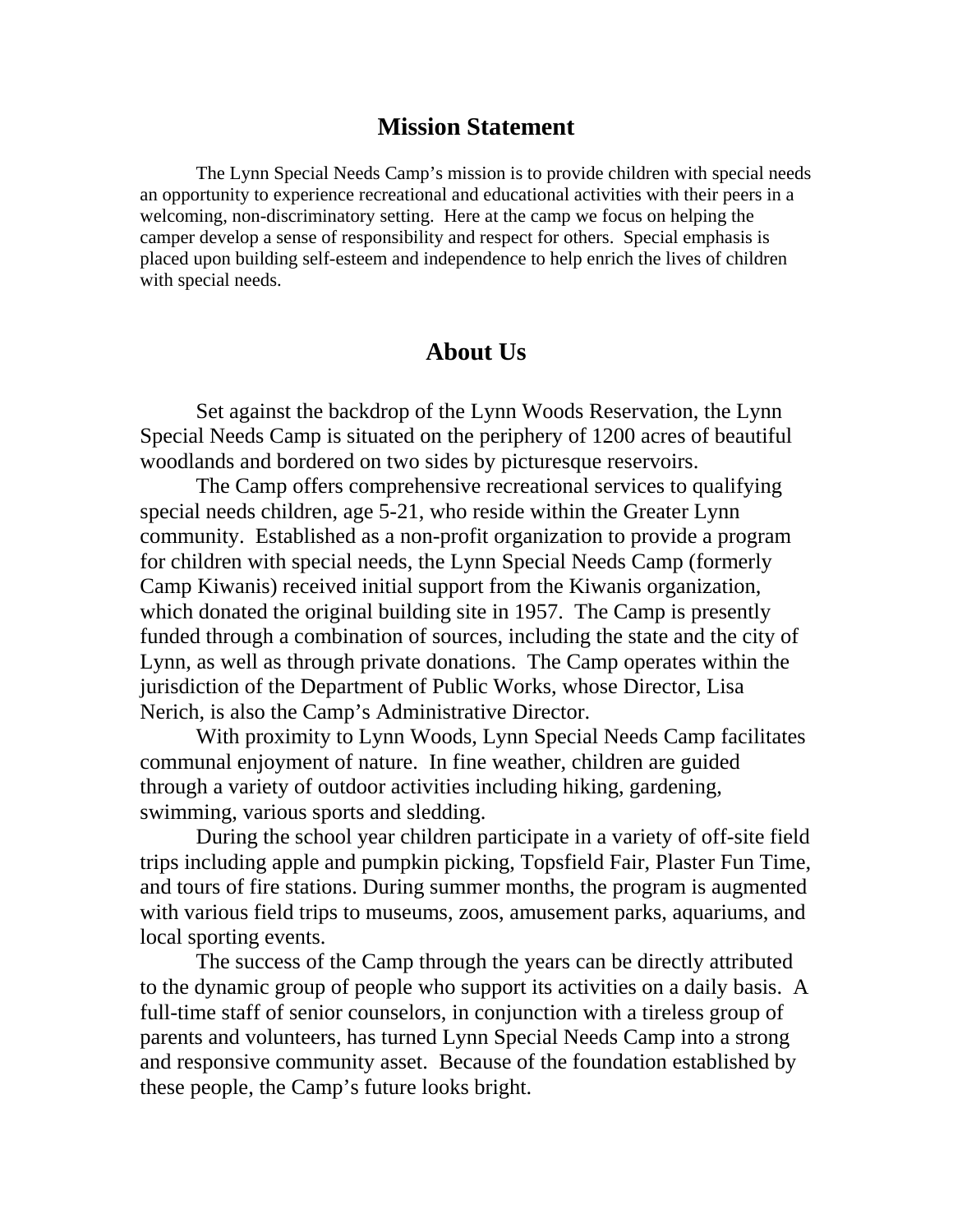## Mission Statement

The Lynn Special Needs Camp's mission is to provide children with special needs an opportunity to experience recreational and educational activities with their peers in a welcoming, non-discriminatory setting. Here at the camp we focus on helping the camper develop a sense of responsibility and respect for others. Special emphasis is placed upon building self-esteem and independence to help enrich the lives of children with special needs.

## About Us

Set against the backdrop of the Lynn Woods Reservation, the Lynn Special Needs Camp is situated on the periphery of 1200 acres of beautiful woodlands and bordered on two sides by picturesque reservoirs.

The Camp offers comprehensive recreational services to qualifying special needs children, age 5-21, who reside within the Greater Lynn community. Established as a non-profit organization to provide a program for children with special needs, the Lynn Special Needs Camp (formerly Camp Kiwanis) received initial support from the Kiwanis organization, which donated the original building site in 1957. The Camp is presently funded through a combination of sources, including the state and the city of Lynn, as well as through private donations. The Camp operates within the jurisdiction of the Department of Public Works, whose Director, Lisa Nerich, is also the Camp's Administrative Director.

With proximity to Lynn Woods, Lynn Special Needs Camp facilitates communal enjoyment of nature. In fine weather, children are guided through a variety of outdoor activities including hiking, gardening, swimming, various sports and sledding.

During the school year children participate in a variety of off-site field trips including apple and pumpkin picking, Topsfield Fair, Plaster Fun Time, and tours of fire stations. During summer months, the program is augmented with various field trips to museums, zoos, amusement parks, aquariums, and local sporting events.

The success of the Camp through the years can be directly attributed to the dynamic group of people who support its activities on a daily basis. A full-time staff of senior counselors, in conjunction with a tireless group of parents and volunteers, has turned Lynn Special Needs Camp into a strong and responsive community asset. Because of the foundation established by these people, the Camp's future looks bright.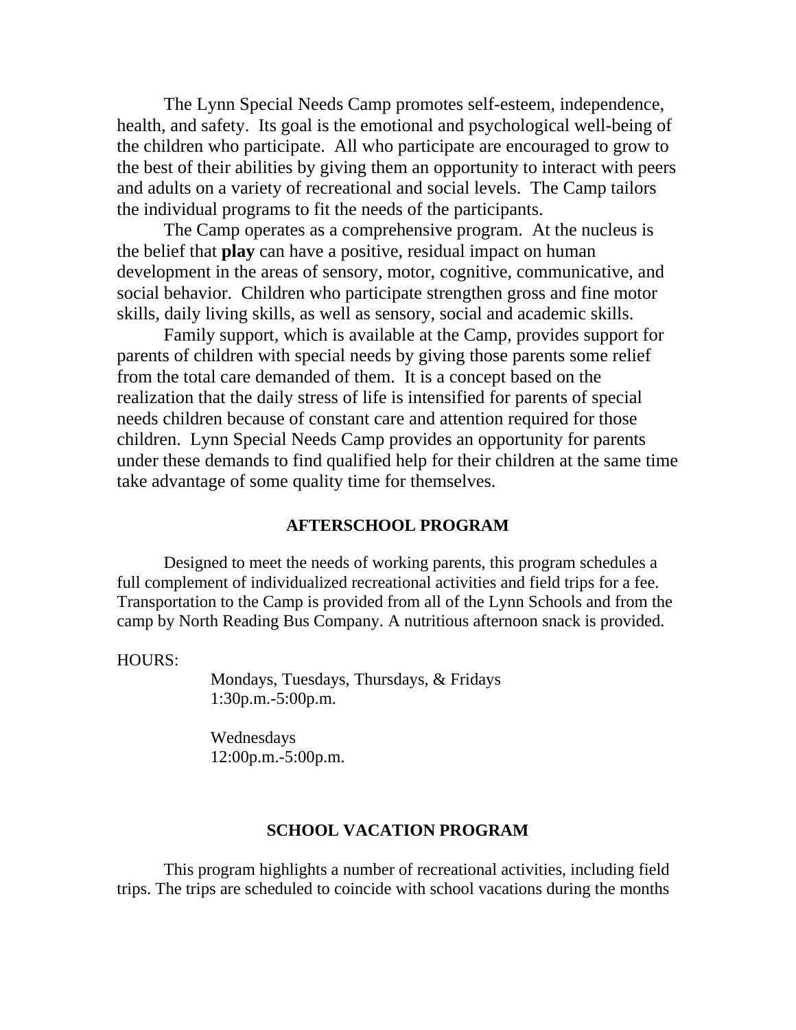The Lynn Special Needs Camp promotes self-esteem, independence, health, and safety. Its goal is the emotional and psychological well-being of the children who participate. All who participate are encouraged to grow to the best of their abilities by giving them an opportunity to interact with peers and adults on a variety of recreational and social levels. The Camp tailors the individual programs to fit the needs of the participants.

The Camp operates as a comprehensive program. At the nucleus is the belief that **play** can have a positive, residual impact on human development in the areas of sensory, motor, cognitive, communicative, and social behavior. Children who participate strengthen gross and fine motor skills, daily living skills, as well as sensory, social and academic skills.

Family support, which is available at the Camp, provides support for parents of children with special needs by giving those parents some relief from the total care demanded of them. It is a concept based on the realization that the daily stress of life is intensified for parents of special needs children because of constant care and attention required for those children. Lynn Special Needs Camp provides an opportunity for parents under these demands to find qualified help for their children at the same time take advantage of some quality time for themselves.

## AFTERSCHOOL PROGRAM

Designed to meet the needs of working parents, this program schedules a full complement of individualized recreational activities and field trips for a fee. Transportation to the Camp is provided from all of the Lynn Schools and from the camp by North Reading Bus Company. A nutritious afternoon snack is provided.

HOURS:

Mondays, Tuesdays, Thursdays, & Fridays
1:30p.m.-5:00p.m.

Wednesdays
12:00p.m.-5:00p.m.

## SCHOOL VACATION PROGRAM

This program highlights a number of recreational activities, including field trips. The trips are scheduled to coincide with school vacations during the months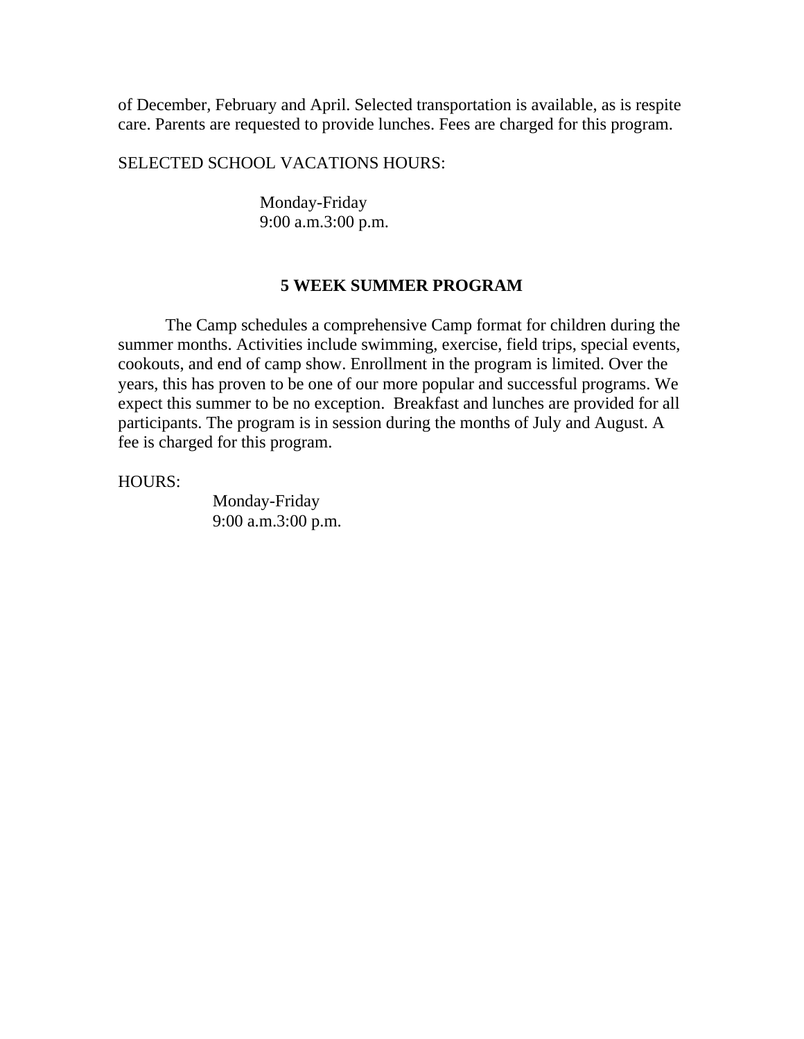of December, February and April. Selected transportation is available, as is respite care. Parents are requested to provide lunches. Fees are charged for this program.

SELECTED SCHOOL VACATIONS HOURS:

Monday-Friday
9:00 a.m.3:00 p.m.

**5 WEEK SUMMER PROGRAM**

The Camp schedules a comprehensive Camp format for children during the summer months. Activities include swimming, exercise, field trips, special events, cookouts, and end of camp show. Enrollment in the program is limited. Over the years, this has proven to be one of our more popular and successful programs. We expect this summer to be no exception. Breakfast and lunches are provided for all participants. The program is in session during the months of July and August. A fee is charged for this program.

HOURS:

Monday-Friday
9:00 a.m.3:00 p.m.